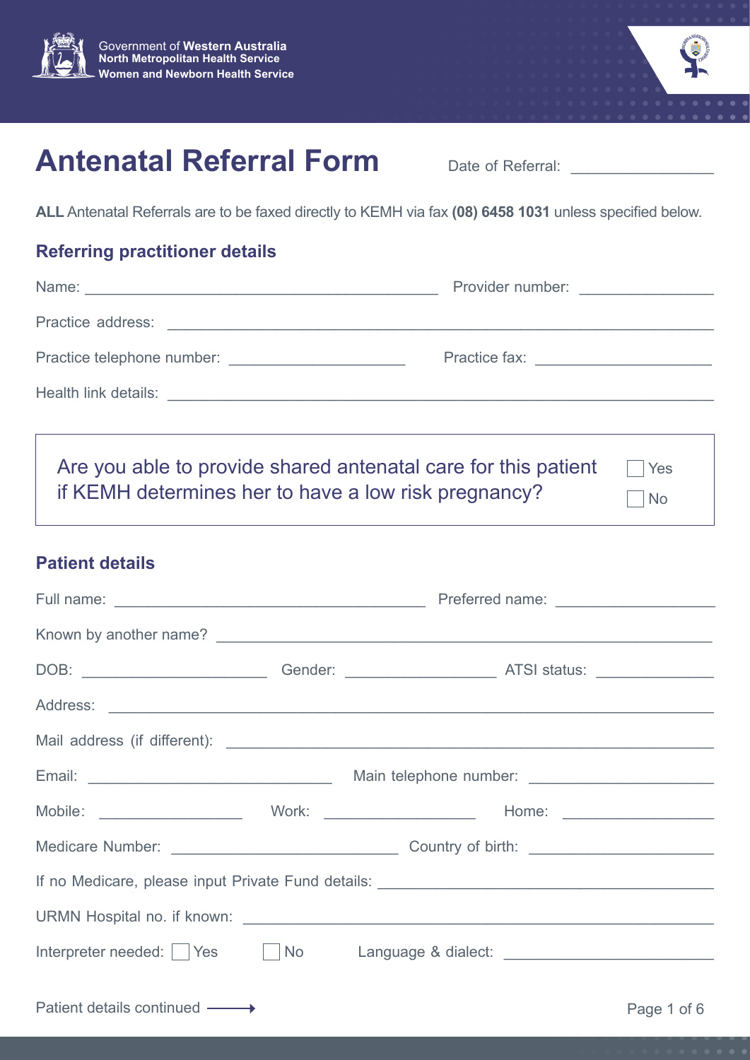Government of **Western Australia**
**North Metropolitan Health Service**
**Women and Newborn Health Service**

# Antenatal Referral Form

Date of Referral: ________________

**ALL** Antenatal Referrals are to be faxed directly to KEMH via fax **(08) 6458 1031** unless specified below.

## Referring practitioner details

Name: ____________________________________________ Provider number: ________________

Practice address: ____________________________________________________________________

Practice telephone number: _____________________ Practice fax: _____________________

Health link details: ____________________________________________________________________

Are you able to provide shared antenatal care for this patient if KEMH determines her to have a low risk pregnancy?

☐ Yes
☐ No

## Patient details

Full name: ______________________________________ Preferred name: __________________

Known by another name? ____________________________________________________________

DOB: ______________________ Gender: __________________ ATSI status: ______________

Address: ______________________________________________________________________________

Mail address (if different): ______________________________________________________________

Email: ______________________________ Main telephone number: ______________________

Mobile: _________________ Work: __________________ Home: __________________

Medicare Number: ____________________________ Country of birth: ______________________

If no Medicare, please input Private Fund details: _________________________________________

URMN Hospital no. if known: _________________________________________________________

Interpreter needed: ☐ Yes ☐ No Language & dialect: _________________________

Patient details continued ⟶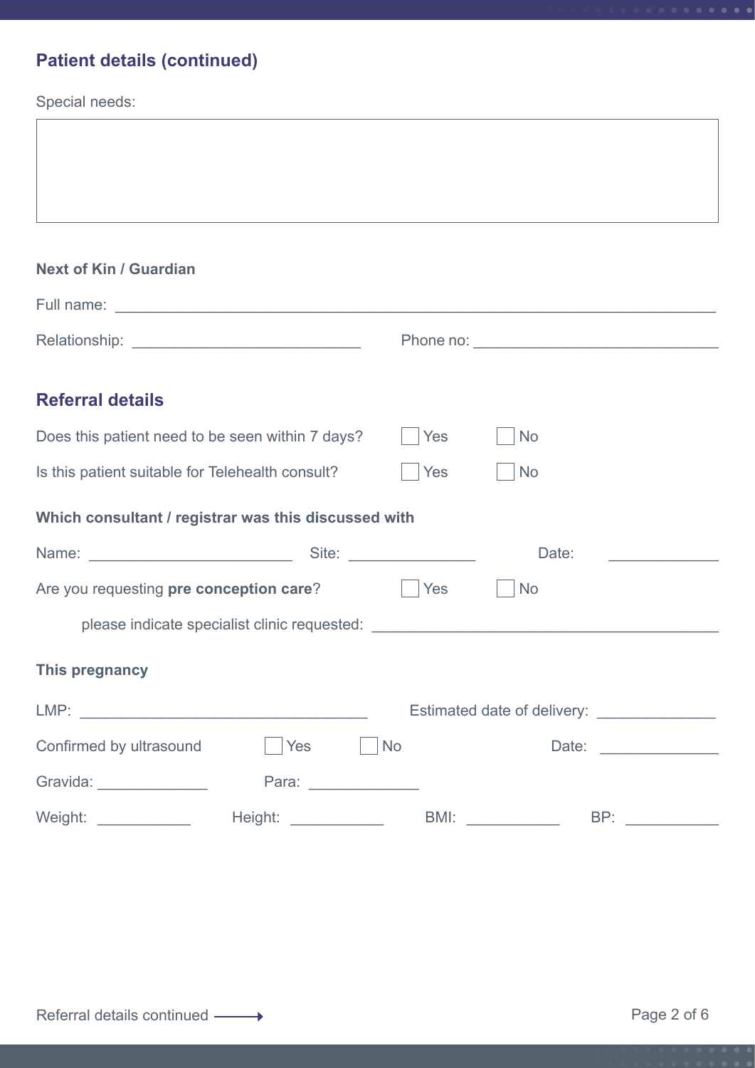## Patient details (continued)

Special needs:

### Next of Kin / Guardian

Full name: ___________________________________________

Relationship: ____________________ Phone no: ____________________

## Referral details

Does this patient need to be seen within 7 days? ☐ Yes ☐ No

Is this patient suitable for Telehealth consult? ☐ Yes ☐ No

### Which consultant / registrar was this discussed with

Name: ________________ Site: ____________ Date: __________

Are you requesting **pre conception care**? ☐ Yes ☐ No

please indicate specialist clinic requested: ______________________________

### This pregnancy

LMP: ______________________ Estimated date of delivery: ____________

Confirmed by ultrasound ☐ Yes ☐ No Date: ____________

Gravida: __________ Para: __________

Weight: _________ Height: _________ BMI: _________ BP: _________

Referral details continued ⟶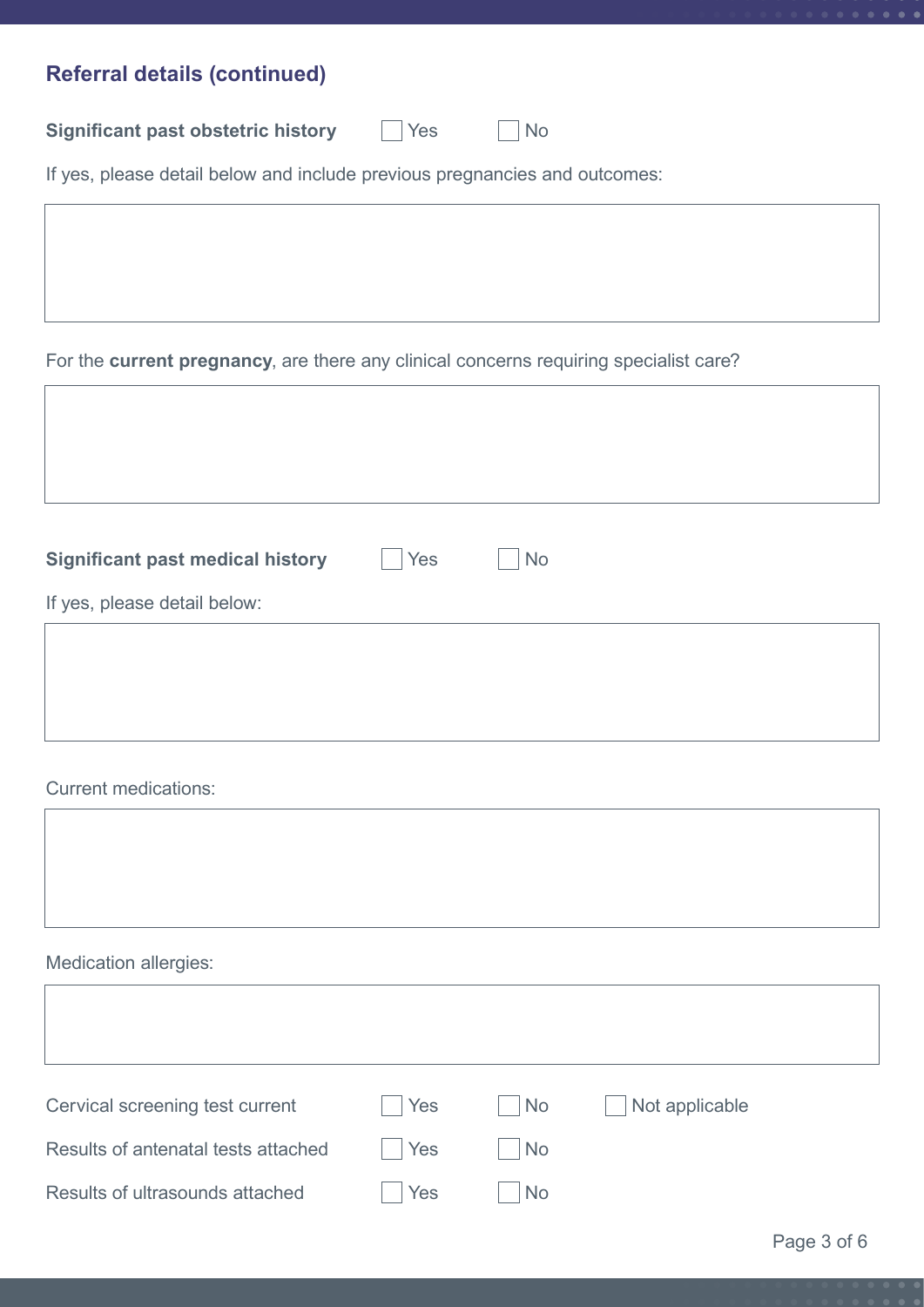## Referral details (continued)

**Significant past obstetric history** ☐ Yes ☐ No

If yes, please detail below and include previous pregnancies and outcomes:

&nbsp;

For the **current pregnancy**, are there any clinical concerns requiring specialist care?

&nbsp;

**Significant past medical history** ☐ Yes ☐ No

If yes, please detail below:

&nbsp;

Current medications:

&nbsp;

Medication allergies:

&nbsp;

Cervical screening test current ☐ Yes ☐ No ☐ Not applicable

Results of antenatal tests attached ☐ Yes ☐ No

Results of ultrasounds attached ☐ Yes ☐ No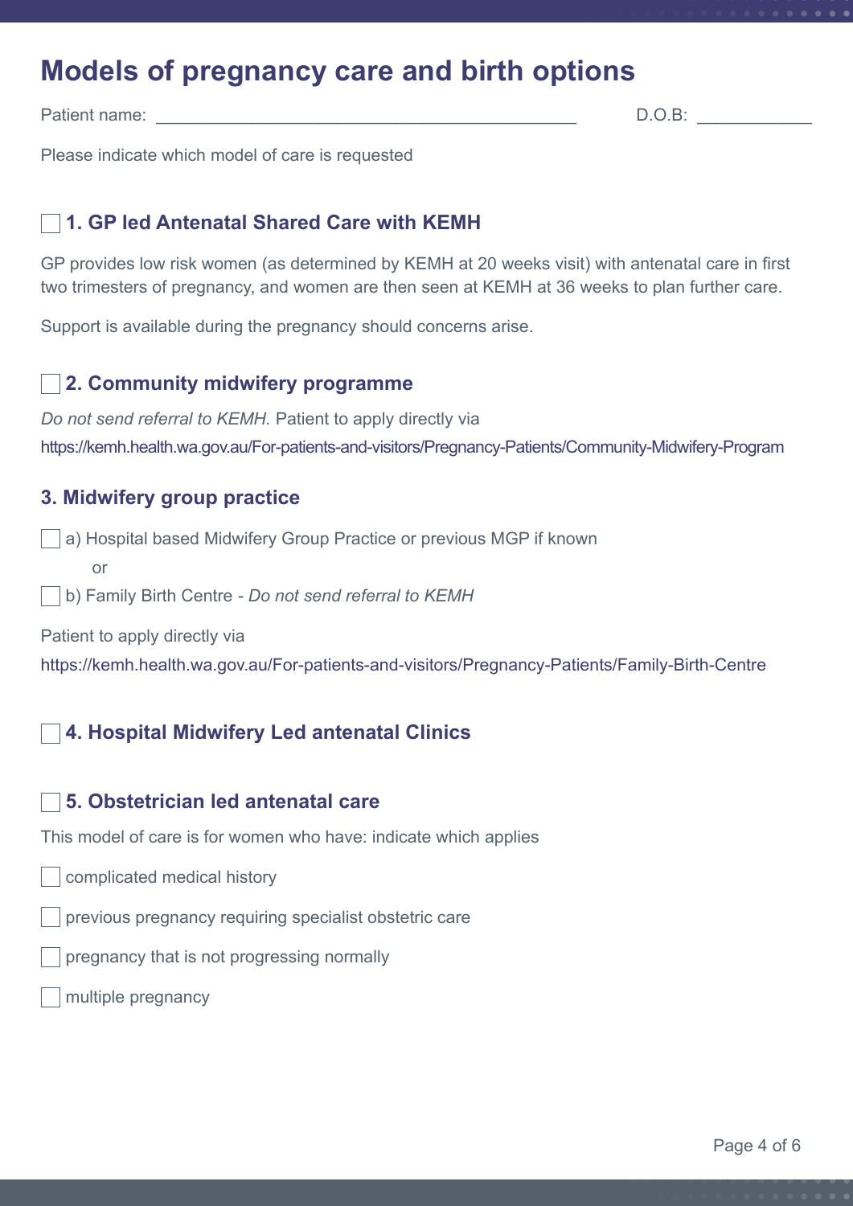# Models of pregnancy care and birth options

Patient name: ____________________________________________ D.O.B: ____________

Please indicate which model of care is requested

## ☐ 1. GP led Antenatal Shared Care with KEMH

GP provides low risk women (as determined by KEMH at 20 weeks visit) with antenatal care in first two trimesters of pregnancy, and women are then seen at KEMH at 36 weeks to plan further care.

Support is available during the pregnancy should concerns arise.

## ☐ 2. Community midwifery programme

*Do not send referral to KEMH.* Patient to apply directly via https://kemh.health.wa.gov.au/For-patients-and-visitors/Pregnancy-Patients/Community-Midwifery-Program

## 3. Midwifery group practice

☐ a) Hospital based Midwifery Group Practice or previous MGP if known

or

☐ b) Family Birth Centre - *Do not send referral to KEMH*

Patient to apply directly via https://kemh.health.wa.gov.au/For-patients-and-visitors/Pregnancy-Patients/Family-Birth-Centre

## ☐ 4. Hospital Midwifery Led antenatal Clinics

## ☐ 5. Obstetrician led antenatal care

This model of care is for women who have: indicate which applies

☐ complicated medical history

☐ previous pregnancy requiring specialist obstetric care

☐ pregnancy that is not progressing normally

☐ multiple pregnancy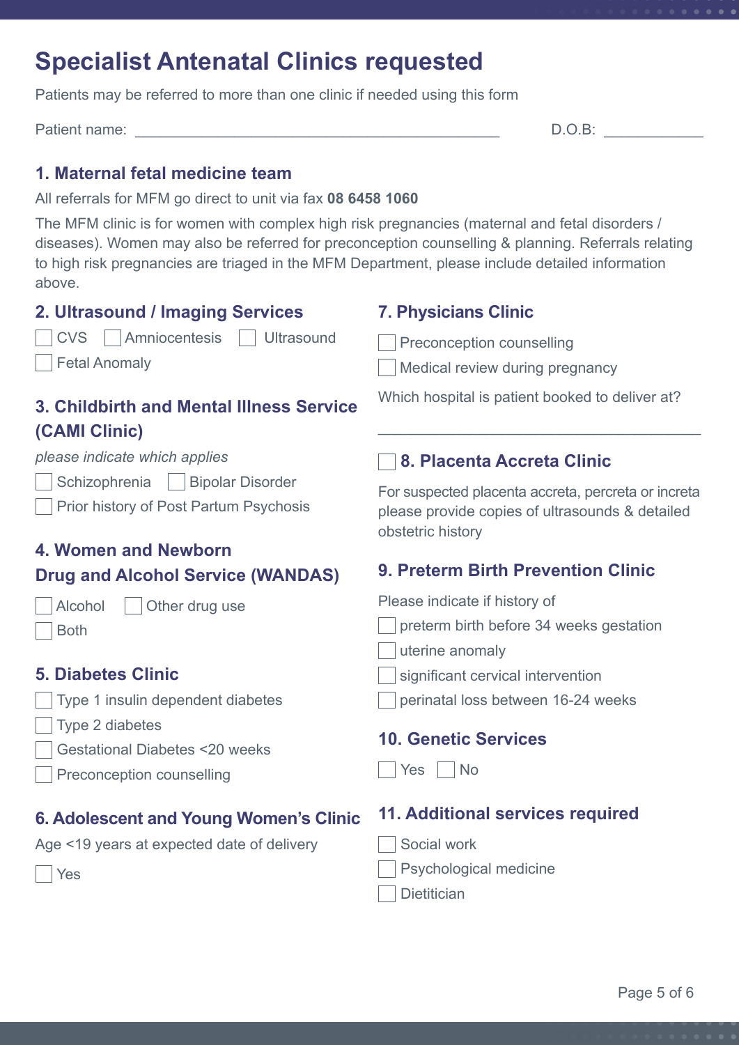# Specialist Antenatal Clinics requested

Patients may be referred to more than one clinic if needed using this form

Patient name: ______________________________________________ D.O.B: ____________

## 1. Maternal fetal medicine team

All referrals for MFM go direct to unit via fax **08 6458 1060**

The MFM clinic is for women with complex high risk pregnancies (maternal and fetal disorders / diseases). Women may also be referred for preconception counselling & planning. Referrals relating to high risk pregnancies are triaged in the MFM Department, please include detailed information above.

## 2. Ultrasound / Imaging Services

- [ ] CVS
- [ ] Amniocentesis
- [ ] Ultrasound
- [ ] Fetal Anomaly

## 3. Childbirth and Mental Illness Service (CAMI Clinic)

*please indicate which applies*

- [ ] Schizophrenia
- [ ] Bipolar Disorder
- [ ] Prior history of Post Partum Psychosis

## 4. Women and Newborn Drug and Alcohol Service (WANDAS)

- [ ] Alcohol
- [ ] Other drug use
- [ ] Both

## 5. Diabetes Clinic

- [ ] Type 1 insulin dependent diabetes
- [ ] Type 2 diabetes
- [ ] Gestational Diabetes <20 weeks
- [ ] Preconception counselling

## 6. Adolescent and Young Women's Clinic

Age <19 years at expected date of delivery

- [ ] Yes

## 7. Physicians Clinic

- [ ] Preconception counselling
- [ ] Medical review during pregnancy

Which hospital is patient booked to deliver at?

______________________________________________

## 8. Placenta Accreta Clinic

- [ ] 8. Placenta Accreta Clinic

For suspected placenta accreta, percreta or increta please provide copies of ultrasounds & detailed obstetric history

## 9. Preterm Birth Prevention Clinic

Please indicate if history of

- [ ] preterm birth before 34 weeks gestation
- [ ] uterine anomaly
- [ ] significant cervical intervention
- [ ] perinatal loss between 16-24 weeks

## 10. Genetic Services

- [ ] Yes
- [ ] No

## 11. Additional services required

- [ ] Social work
- [ ] Psychological medicine
- [ ] Dietitician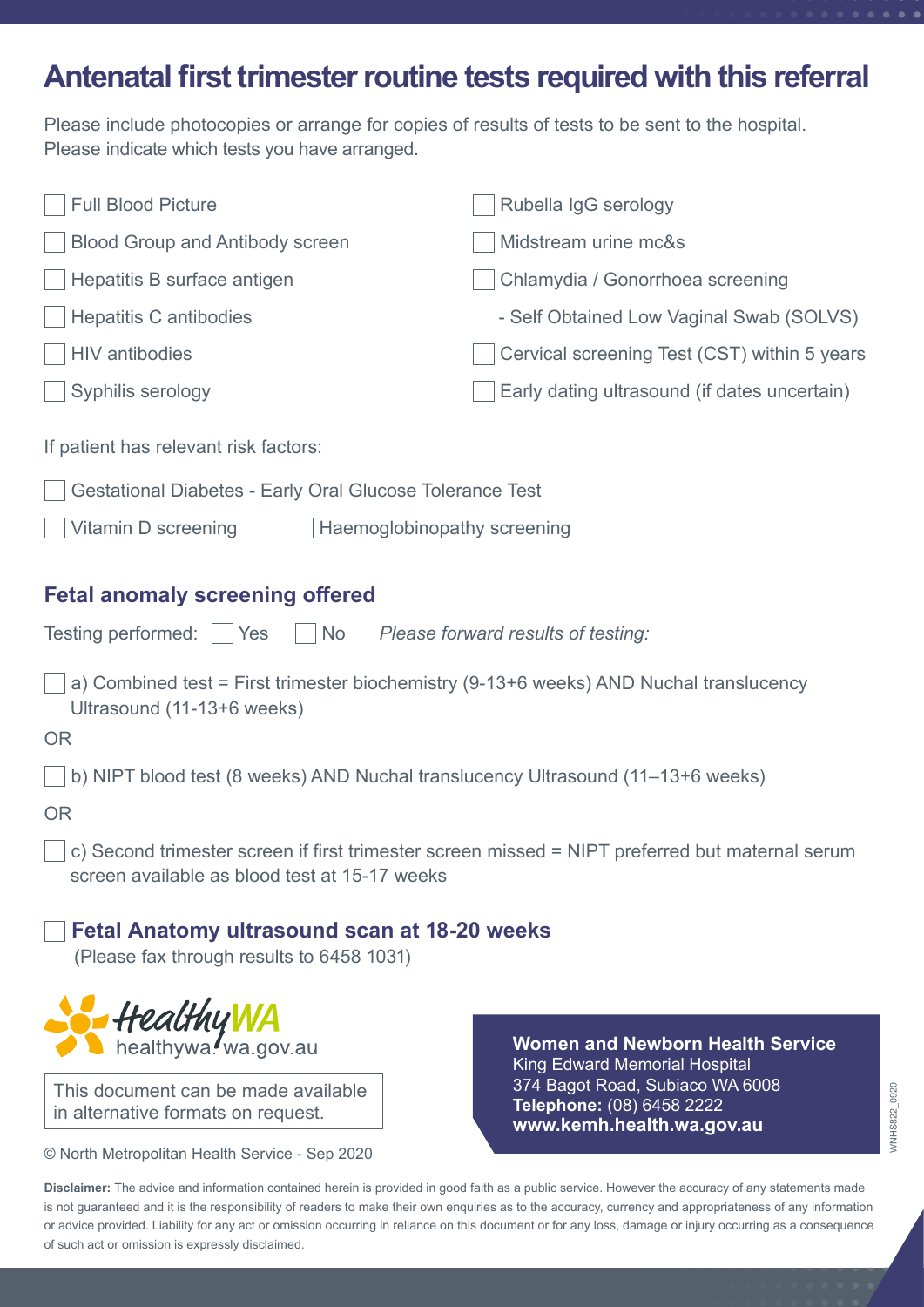# Antenatal first trimester routine tests required with this referral

Please include photocopies or arrange for copies of results of tests to be sent to the hospital. Please indicate which tests you have arranged.

- ☐ Full Blood Picture
- ☐ Blood Group and Antibody screen
- ☐ Hepatitis B surface antigen
- ☐ Hepatitis C antibodies
- ☐ HIV antibodies
- ☐ Syphilis serology
- ☐ Rubella IgG serology
- ☐ Midstream urine mc&s
- ☐ Chlamydia / Gonorrhoea screening
  - Self Obtained Low Vaginal Swab (SOLVS)
- ☐ Cervical screening Test (CST) within 5 years
- ☐ Early dating ultrasound (if dates uncertain)

If patient has relevant risk factors:

- ☐ Gestational Diabetes - Early Oral Glucose Tolerance Test
- ☐ Vitamin D screening
- ☐ Haemoglobinopathy screening

## Fetal anomaly screening offered

Testing performed: ☐ Yes ☐ No *Please forward results of testing:*

☐ a) Combined test = First trimester biochemistry (9-13+6 weeks) AND Nuchal translucency Ultrasound (11-13+6 weeks)

OR

☐ b) NIPT blood test (8 weeks) AND Nuchal translucency Ultrasound (11–13+6 weeks)

OR

☐ c) Second trimester screen if first trimester screen missed = NIPT preferred but maternal serum screen available as blood test at 15-17 weeks

☐ **Fetal Anatomy ultrasound scan at 18-20 weeks**
(Please fax through results to 6458 1031)

HealthyWA
healthywa.wa.gov.au

This document can be made available in alternative formats on request.

© North Metropolitan Health Service - Sep 2020

**Women and Newborn Health Service**
King Edward Memorial Hospital
374 Bagot Road, Subiaco WA 6008
**Telephone:** (08) 6458 2222
**www.kemh.health.wa.gov.au**

WNHS822_0920

**Disclaimer:** The advice and information contained herein is provided in good faith as a public service. However the accuracy of any statements made is not guaranteed and it is the responsibility of readers to make their own enquiries as to the accuracy, currency and appropriateness of any information or advice provided. Liability for any act or omission occurring in reliance on this document or for any loss, damage or injury occurring as a consequence of such act or omission is expressly disclaimed.